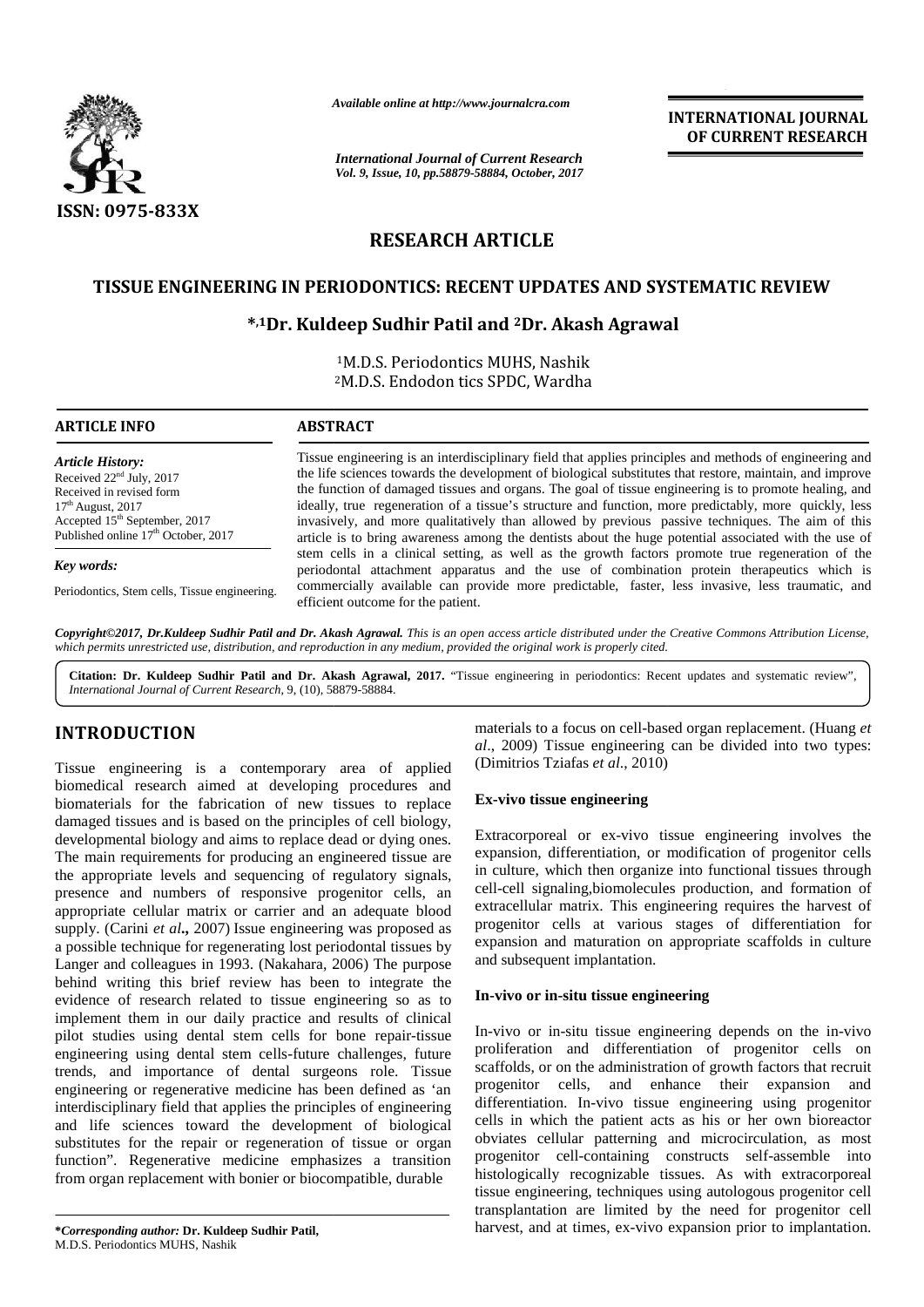ISSN: 0975-833X

*Available online at http://www.journalcra.com*

*International Journal of Current Research*
*Vol. 9, Issue, 10, pp.58879-58884, October, 2017*

**INTERNATIONAL JOURNAL OF CURRENT RESEARCH**

## RESEARCH ARTICLE

# TISSUE ENGINEERING IN PERIODONTICS: RECENT UPDATES AND SYSTEMATIC REVIEW

**\*,[1]Dr. Kuldeep Sudhir Patil and [2]Dr. Akash Agrawal**

[1]M.D.S. Periodontics MUHS, Nashik
[2]M.D.S. Endodon tics SPDC, Wardha

### ARTICLE INFO

*Article History:*
Received 22nd July, 2017
Received in revised form
17th August, 2017
Accepted 15th September, 2017
Published online 17th October, 2017

*Key words:*
Periodontics, Stem cells, Tissue engineering.

### ABSTRACT

Tissue engineering is an interdisciplinary field that applies principles and methods of engineering and the life sciences towards the development of biological substitutes that restore, maintain, and improve the function of damaged tissues and organs. The goal of tissue engineering is to promote healing, and ideally, true regeneration of a tissue's structure and function, more predictably, more quickly, less invasively, and more qualitatively than allowed by previous passive techniques. The aim of this article is to bring awareness among the dentists about the huge potential associated with the use of stem cells in a clinical setting, as well as the growth factors promote true regeneration of the periodontal attachment apparatus and the use of combination protein therapeutics which is commercially available can provide more predictable, faster, less invasive, less traumatic, and efficient outcome for the patient.

*Copyright©2017, Dr.Kuldeep Sudhir Patil and Dr. Akash Agrawal. This is an open access article distributed under the Creative Commons Attribution License, which permits unrestricted use, distribution, and reproduction in any medium, provided the original work is properly cited.*

**Citation: Dr. Kuldeep Sudhir Patil and Dr. Akash Agrawal, 2017.** "Tissue engineering in periodontics: Recent updates and systematic review", *International Journal of Current Research*, 9, (10), 58879-58884.

## INTRODUCTION

Tissue engineering is a contemporary area of applied biomedical research aimed at developing procedures and biomaterials for the fabrication of new tissues to replace damaged tissues and is based on the principles of cell biology, developmental biology and aims to replace dead or dying ones. The main requirements for producing an engineered tissue are the appropriate levels and sequencing of regulatory signals, presence and numbers of responsive progenitor cells, an appropriate cellular matrix or carrier and an adequate blood supply. (Carini *et al*., 2007) Issue engineering was proposed as a possible technique for regenerating lost periodontal tissues by Langer and colleagues in 1993. (Nakahara, 2006) The purpose behind writing this brief review has been to integrate the evidence of research related to tissue engineering so as to implement them in our daily practice and results of clinical pilot studies using dental stem cells for bone repair-tissue engineering using dental stem cells-future challenges, future trends, and importance of dental surgeons role. Tissue engineering or regenerative medicine has been defined as 'an interdisciplinary field that applies the principles of engineering and life sciences toward the development of biological substitutes for the repair or regeneration of tissue or organ function". Regenerative medicine emphasizes a transition from organ replacement with bonier or biocompatible, durable materials to a focus on cell-based organ replacement. (Huang *et al*., 2009) Tissue engineering can be divided into two types: (Dimitrios Tziafas *et al*., 2010)

### Ex-vivo tissue engineering

Extracorporeal or ex-vivo tissue engineering involves the expansion, differentiation, or modification of progenitor cells in culture, which then organize into functional tissues through cell-cell signaling,biomolecules production, and formation of extracellular matrix. This engineering requires the harvest of progenitor cells at various stages of differentiation for expansion and maturation on appropriate scaffolds in culture and subsequent implantation.

### In-vivo or in-situ tissue engineering

In-vivo or in-situ tissue engineering depends on the in-vivo proliferation and differentiation of progenitor cells on scaffolds, or on the administration of growth factors that recruit progenitor cells, and enhance their expansion and differentiation. In-vivo tissue engineering using progenitor cells in which the patient acts as his or her own bioreactor obviates cellular patterning and microcirculation, as most progenitor cell-containing constructs self-assemble into histologically recognizable tissues. As with extracorporeal tissue engineering, techniques using autologous progenitor cell transplantation are limited by the need for progenitor cell harvest, and at times, ex-vivo expansion prior to implantation.

**\*Corresponding author: Dr. Kuldeep Sudhir Patil,**
M.D.S. Periodontics MUHS, Nashik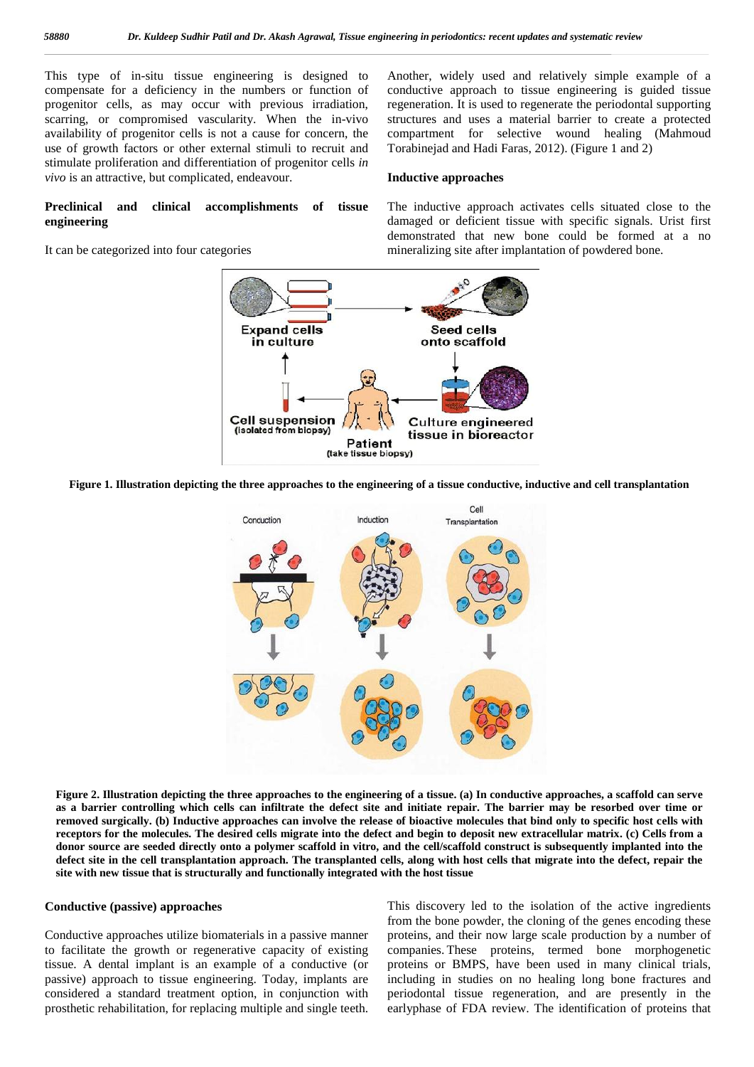This type of in-situ tissue engineering is designed to compensate for a deficiency in the numbers or function of progenitor cells, as may occur with previous irradiation, scarring, or compromised vascularity. When the in-vivo availability of progenitor cells is not a cause for concern, the use of growth factors or other external stimuli to recruit and stimulate proliferation and differentiation of progenitor cells *in vivo* is an attractive, but complicated, endeavour.

## Preclinical and clinical accomplishments of tissue engineering

It can be categorized into four categories

Another, widely used and relatively simple example of a conductive approach to tissue engineering is guided tissue regeneration. It is used to regenerate the periodontal supporting structures and uses a material barrier to create a protected compartment for selective wound healing (Mahmoud Torabinejad and Hadi Faras, 2012). (Figure 1 and 2)

## Inductive approaches

The inductive approach activates cells situated close to the damaged or deficient tissue with specific signals. Urist first demonstrated that new bone could be formed at a no mineralizing site after implantation of powdered bone.

**Figure 1. Illustration depicting the three approaches to the engineering of a tissue conductive, inductive and cell transplantation**

**Figure 2. Illustration depicting the three approaches to the engineering of a tissue. (a) In conductive approaches, a scaffold can serve as a barrier controlling which cells can infiltrate the defect site and initiate repair. The barrier may be resorbed over time or removed surgically. (b) Inductive approaches can involve the release of bioactive molecules that bind only to specific host cells with receptors for the molecules. The desired cells migrate into the defect and begin to deposit new extracellular matrix. (c) Cells from a donor source are seeded directly onto a polymer scaffold in vitro, and the cell/scaffold construct is subsequently implanted into the defect site in the cell transplantation approach. The transplanted cells, along with host cells that migrate into the defect, repair the site with new tissue that is structurally and functionally integrated with the host tissue**

## Conductive (passive) approaches

Conductive approaches utilize biomaterials in a passive manner to facilitate the growth or regenerative capacity of existing tissue. A dental implant is an example of a conductive (or passive) approach to tissue engineering. Today, implants are considered a standard treatment option, in conjunction with prosthetic rehabilitation, for replacing multiple and single teeth.

This discovery led to the isolation of the active ingredients from the bone powder, the cloning of the genes encoding these proteins, and their now large scale production by a number of companies. These proteins, termed bone morphogenetic proteins or BMPS, have been used in many clinical trials, including in studies on no healing long bone fractures and periodontal tissue regeneration, and are presently in the earlyphase of FDA review. The identification of proteins that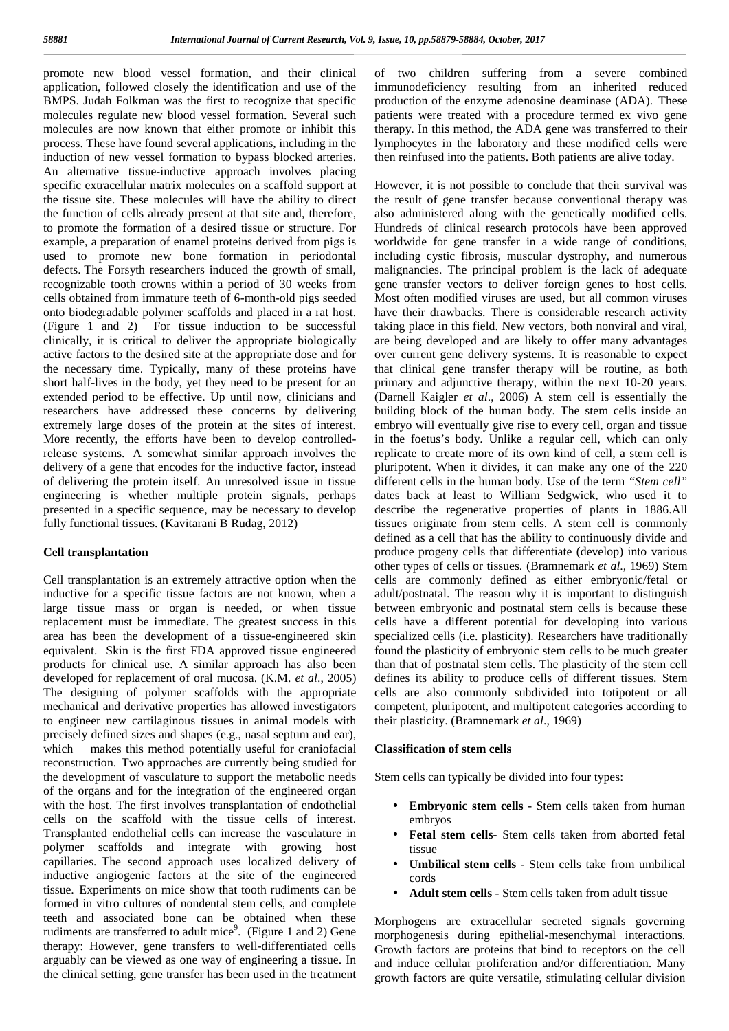promote new blood vessel formation, and their clinical application, followed closely the identification and use of the BMPS. Judah Folkman was the first to recognize that specific molecules regulate new blood vessel formation. Several such molecules are now known that either promote or inhibit this process. These have found several applications, including in the induction of new vessel formation to bypass blocked arteries. An alternative tissue-inductive approach involves placing specific extracellular matrix molecules on a scaffold support at the tissue site. These molecules will have the ability to direct the function of cells already present at that site and, therefore, to promote the formation of a desired tissue or structure. For example, a preparation of enamel proteins derived from pigs is used to promote new bone formation in periodontal defects. The Forsyth researchers induced the growth of small, recognizable tooth crowns within a period of 30 weeks from cells obtained from immature teeth of 6-month-old pigs seeded onto biodegradable polymer scaffolds and placed in a rat host. (Figure 1 and 2) For tissue induction to be successful clinically, it is critical to deliver the appropriate biologically active factors to the desired site at the appropriate dose and for the necessary time. Typically, many of these proteins have short half-lives in the body, yet they need to be present for an extended period to be effective. Up until now, clinicians and researchers have addressed these concerns by delivering extremely large doses of the protein at the sites of interest. More recently, the efforts have been to develop controlled-release systems. A somewhat similar approach involves the delivery of a gene that encodes for the inductive factor, instead of delivering the protein itself. An unresolved issue in tissue engineering is whether multiple protein signals, perhaps presented in a specific sequence, may be necessary to develop fully functional tissues. (Kavitarani B Rudag, 2012)

**Cell transplantation**

Cell transplantation is an extremely attractive option when the inductive for a specific tissue factors are not known, when a large tissue mass or organ is needed, or when tissue replacement must be immediate. The greatest success in this area has been the development of a tissue-engineered skin equivalent. Skin is the first FDA approved tissue engineered products for clinical use. A similar approach has also been developed for replacement of oral mucosa. (K.M. *et al*., 2005) The designing of polymer scaffolds with the appropriate mechanical and derivative properties has allowed investigators to engineer new cartilaginous tissues in animal models with precisely defined sizes and shapes (e.g., nasal septum and ear), which makes this method potentially useful for craniofacial reconstruction. Two approaches are currently being studied for the development of vasculature to support the metabolic needs of the organs and for the integration of the engineered organ with the host. The first involves transplantation of endothelial cells on the scaffold with the tissue cells of interest. Transplanted endothelial cells can increase the vasculature in polymer scaffolds and integrate with growing host capillaries. The second approach uses localized delivery of inductive angiogenic factors at the site of the engineered tissue. Experiments on mice show that tooth rudiments can be formed in vitro cultures of nondental stem cells, and complete teeth and associated bone can be obtained when these rudiments are transferred to adult mice[9]. (Figure 1 and 2) Gene therapy: However, gene transfers to well-differentiated cells arguably can be viewed as one way of engineering a tissue. In the clinical setting, gene transfer has been used in the treatment of two children suffering from a severe combined immunodeficiency resulting from an inherited reduced production of the enzyme adenosine deaminase (ADA). These patients were treated with a procedure termed ex vivo gene therapy. In this method, the ADA gene was transferred to their lymphocytes in the laboratory and these modified cells were then reinfused into the patients. Both patients are alive today.

However, it is not possible to conclude that their survival was the result of gene transfer because conventional therapy was also administered along with the genetically modified cells. Hundreds of clinical research protocols have been approved worldwide for gene transfer in a wide range of conditions, including cystic fibrosis, muscular dystrophy, and numerous malignancies. The principal problem is the lack of adequate gene transfer vectors to deliver foreign genes to host cells. Most often modified viruses are used, but all common viruses have their drawbacks. There is considerable research activity taking place in this field. New vectors, both nonviral and viral, are being developed and are likely to offer many advantages over current gene delivery systems. It is reasonable to expect that clinical gene transfer therapy will be routine, as both primary and adjunctive therapy, within the next 10-20 years. (Darnell Kaigler *et al*., 2006) A stem cell is essentially the building block of the human body. The stem cells inside an embryo will eventually give rise to every cell, organ and tissue in the foetus's body. Unlike a regular cell, which can only replicate to create more of its own kind of cell, a stem cell is pluripotent. When it divides, it can make any one of the 220 different cells in the human body. Use of the term *"Stem cell"* dates back at least to William Sedgwick, who used it to describe the regenerative properties of plants in 1886.All tissues originate from stem cells. A stem cell is commonly defined as a cell that has the ability to continuously divide and produce progeny cells that differentiate (develop) into various other types of cells or tissues. (Bramnemark *et al*., 1969) Stem cells are commonly defined as either embryonic/fetal or adult/postnatal. The reason why it is important to distinguish between embryonic and postnatal stem cells is because these cells have a different potential for developing into various specialized cells (i.e. plasticity). Researchers have traditionally found the plasticity of embryonic stem cells to be much greater than that of postnatal stem cells. The plasticity of the stem cell defines its ability to produce cells of different tissues. Stem cells are also commonly subdivided into totipotent or all competent, pluripotent, and multipotent categories according to their plasticity. (Bramnemark *et al*., 1969)

**Classification of stem cells**

Stem cells can typically be divided into four types:

- **Embryonic stem cells** - Stem cells taken from human embryos
- **Fetal stem cells**- Stem cells taken from aborted fetal tissue
- **Umbilical stem cells** - Stem cells take from umbilical cords
- **Adult stem cells** - Stem cells taken from adult tissue

Morphogens are extracellular secreted signals governing morphogenesis during epithelial-mesenchymal interactions. Growth factors are proteins that bind to receptors on the cell and induce cellular proliferation and/or differentiation. Many growth factors are quite versatile, stimulating cellular division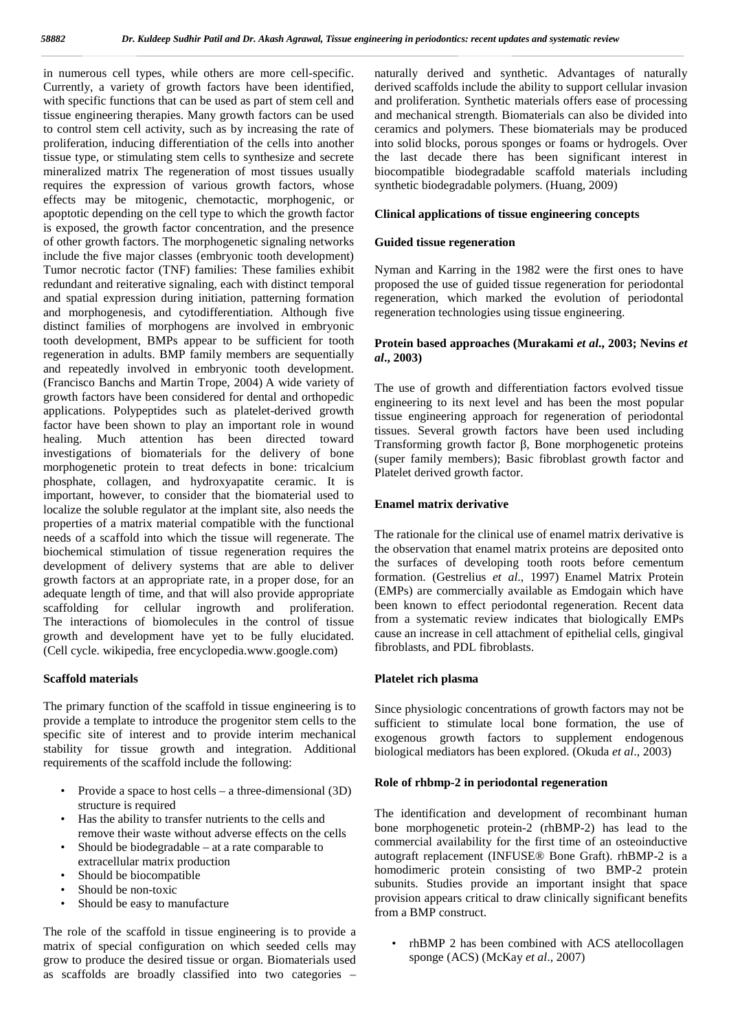in numerous cell types, while others are more cell-specific. Currently, a variety of growth factors have been identified, with specific functions that can be used as part of stem cell and tissue engineering therapies. Many growth factors can be used to control stem cell activity, such as by increasing the rate of proliferation, inducing differentiation of the cells into another tissue type, or stimulating stem cells to synthesize and secrete mineralized matrix The regeneration of most tissues usually requires the expression of various growth factors, whose effects may be mitogenic, chemotactic, morphogenic, or apoptotic depending on the cell type to which the growth factor is exposed, the growth factor concentration, and the presence of other growth factors. The morphogenetic signaling networks include the five major classes (embryonic tooth development) Tumor necrotic factor (TNF) families: These families exhibit redundant and reiterative signaling, each with distinct temporal and spatial expression during initiation, patterning formation and morphogenesis, and cytodifferentiation. Although five distinct families of morphogens are involved in embryonic tooth development, BMPs appear to be sufficient for tooth regeneration in adults. BMP family members are sequentially and repeatedly involved in embryonic tooth development. (Francisco Banchs and Martin Trope, 2004) A wide variety of growth factors have been considered for dental and orthopedic applications. Polypeptides such as platelet-derived growth factor have been shown to play an important role in wound healing. Much attention has been directed toward investigations of biomaterials for the delivery of bone morphogenetic protein to treat defects in bone: tricalcium phosphate, collagen, and hydroxyapatite ceramic. It is important, however, to consider that the biomaterial used to localize the soluble regulator at the implant site, also needs the properties of a matrix material compatible with the functional needs of a scaffold into which the tissue will regenerate. The biochemical stimulation of tissue regeneration requires the development of delivery systems that are able to deliver growth factors at an appropriate rate, in a proper dose, for an adequate length of time, and that will also provide appropriate scaffolding for cellular ingrowth and proliferation. The interactions of biomolecules in the control of tissue growth and development have yet to be fully elucidated. (Cell cycle. wikipedia, free encyclopedia.www.google.com)

**Scaffold materials**

The primary function of the scaffold in tissue engineering is to provide a template to introduce the progenitor stem cells to the specific site of interest and to provide interim mechanical stability for tissue growth and integration. Additional requirements of the scaffold include the following:

- Provide a space to host cells – a three-dimensional (3D) structure is required
- Has the ability to transfer nutrients to the cells and remove their waste without adverse effects on the cells
- Should be biodegradable – at a rate comparable to extracellular matrix production
- Should be biocompatible
- Should be non-toxic
- Should be easy to manufacture

The role of the scaffold in tissue engineering is to provide a matrix of special configuration on which seeded cells may grow to produce the desired tissue or organ. Biomaterials used as scaffolds are broadly classified into two categories – naturally derived and synthetic. Advantages of naturally derived scaffolds include the ability to support cellular invasion and proliferation. Synthetic materials offers ease of processing and mechanical strength. Biomaterials can also be divided into ceramics and polymers. These biomaterials may be produced into solid blocks, porous sponges or foams or hydrogels. Over the last decade there has been significant interest in biocompatible biodegradable scaffold materials including synthetic biodegradable polymers. (Huang, 2009)

**Clinical applications of tissue engineering concepts**

**Guided tissue regeneration**

Nyman and Karring in the 1982 were the first ones to have proposed the use of guided tissue regeneration for periodontal regeneration, which marked the evolution of periodontal regeneration technologies using tissue engineering.

**Protein based approaches (Murakami *et al*., 2003; Nevins *et al*., 2003)**

The use of growth and differentiation factors evolved tissue engineering to its next level and has been the most popular tissue engineering approach for regeneration of periodontal tissues. Several growth factors have been used including Transforming growth factor β, Bone morphogenetic proteins (super family members); Basic fibroblast growth factor and Platelet derived growth factor.

**Enamel matrix derivative**

The rationale for the clinical use of enamel matrix derivative is the observation that enamel matrix proteins are deposited onto the surfaces of developing tooth roots before cementum formation. (Gestrelius *et al*., 1997) Enamel Matrix Protein (EMPs) are commercially available as Emdogain which have been known to effect periodontal regeneration. Recent data from a systematic review indicates that biologically EMPs cause an increase in cell attachment of epithelial cells, gingival fibroblasts, and PDL fibroblasts.

**Platelet rich plasma**

Since physiologic concentrations of growth factors may not be sufficient to stimulate local bone formation, the use of exogenous growth factors to supplement endogenous biological mediators has been explored. (Okuda *et al*., 2003)

**Role of rhbmp-2 in periodontal regeneration**

The identification and development of recombinant human bone morphogenetic protein-2 (rhBMP-2) has lead to the commercial availability for the first time of an osteoinductive autograft replacement (INFUSE® Bone Graft). rhBMP-2 is a homodimeric protein consisting of two BMP-2 protein subunits. Studies provide an important insight that space provision appears critical to draw clinically significant benefits from a BMP construct.

- rhBMP 2 has been combined with ACS atellocollagen sponge (ACS) (McKay *et al*., 2007)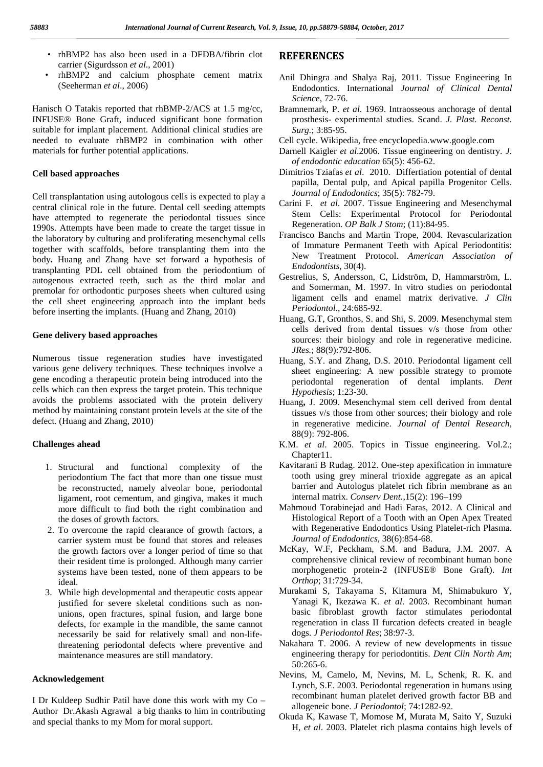- rhBMP2 has also been used in a DFDBA/fibrin clot carrier (Sigurdsson *et al*., 2001)
- rhBMP2 and calcium phosphate cement matrix (Seeherman *et al*., 2006)

Hanisch O Tatakis reported that rhBMP-2/ACS at 1.5 mg/cc, INFUSE® Bone Graft, induced significant bone formation suitable for implant placement. Additional clinical studies are needed to evaluate rhBMP2 in combination with other materials for further potential applications.

### Cell based approaches

Cell transplantation using autologous cells is expected to play a central clinical role in the future. Dental cell seeding attempts have attempted to regenerate the periodontal tissues since 1990s. Attempts have been made to create the target tissue in the laboratory by culturing and proliferating mesenchymal cells together with scaffolds, before transplanting them into the body**.** Huang and Zhang have set forward a hypothesis of transplanting PDL cell obtained from the periodontium of autogenous extracted teeth, such as the third molar and premolar for orthodontic purposes sheets when cultured using the cell sheet engineering approach into the implant beds before inserting the implants. (Huang and Zhang, 2010)

### Gene delivery based approaches

Numerous tissue regeneration studies have investigated various gene delivery techniques. These techniques involve a gene encoding a therapeutic protein being introduced into the cells which can then express the target protein. This technique avoids the problems associated with the protein delivery method by maintaining constant protein levels at the site of the defect. (Huang and Zhang, 2010)

### Challenges ahead

1. Structural and functional complexity of the periodontium The fact that more than one tissue must be reconstructed, namely alveolar bone, periodontal ligament, root cementum, and gingiva, makes it much more difficult to find both the right combination and the doses of growth factors.
2. To overcome the rapid clearance of growth factors, a carrier system must be found that stores and releases the growth factors over a longer period of time so that their resident time is prolonged. Although many carrier systems have been tested, none of them appears to be ideal.
3. While high developmental and therapeutic costs appear justified for severe skeletal conditions such as non-unions, open fractures, spinal fusion, and large bone defects, for example in the mandible, the same cannot necessarily be said for relatively small and non-life-threatening periodontal defects where preventive and maintenance measures are still mandatory.

### Acknowledgement

I Dr Kuldeep Sudhir Patil have done this work with my Co – Author Dr.Akash Agrawal a big thanks to him in contributing and special thanks to my Mom for moral support.

## REFERENCES

Anil Dhingra and Shalya Raj, 2011. Tissue Engineering In Endodontics. International *Journal of Clinical Dental Science*, 72-76.

Bramnemark, P. *et al*. 1969. Intraosseous anchorage of dental prosthesis- experimental studies. Scand. *J. Plast. Reconst. Surg.*; 3:85-95.

Cell cycle. Wikipedia, free encyclopedia.www.google.com

Darnell Kaigler *et al*.2006. Tissue engineering on dentistry. *J. of endodontic education* 65(5): 456-62.

Dimitrios Tziafas *et al*. 2010. Differtiation potential of dental papilla, Dental pulp, and Apical papilla Progenitor Cells. *Journal of Endodontics*; 35(5): 782-79.

Carini F. *et al*. 2007. Tissue Engineering and Mesenchymal Stem Cells: Experimental Protocol for Periodontal Regeneration. *OP Balk J Stom*; (11):84-95.

Francisco Banchs and Martin Trope, 2004. Revascularization of Immature Permanent Teeth with Apical Periodontitis: New Treatment Protocol. *American Association of Endodontists*, 30(4).

Gestrelius, S, Andersson, C, Lidström, D, Hammarström, L. and Somerman, M. 1997. In vitro studies on periodontal ligament cells and enamel matrix derivative. *J Clin Periodontol*., 24:685-92.

Huang, G.T, Gronthos, S. and Shi, S. 2009. Mesenchymal stem cells derived from dental tissues v/s those from other sources: their biology and role in regenerative medicine. *JRes.*; 88(9):792-806.

Huang, S.Y. and Zhang, D.S. 2010. Periodontal ligament cell sheet engineering: A new possible strategy to promote periodontal regeneration of dental implants. *Dent Hypothesis*; 1:23-30.

Huang**,** J. 2009. Mesenchymal stem cell derived from dental tissues v/s those from other sources; their biology and role in regenerative medicine. *Journal of Dental Research*, 88(9): 792-806.

K.M. *et al*. 2005. Topics in Tissue engineering. Vol.2.; Chapter11.

Kavitarani B Rudag. 2012. One-step apexification in immature tooth using grey mineral trioxide aggregate as an apical barrier and Autologus platelet rich fibrin membrane as an internal matrix. *Conserv Dent.*,15(2): 196–199

Mahmoud Torabinejad and Hadi Faras, 2012. A Clinical and Histological Report of a Tooth with an Open Apex Treated with Regenerative Endodontics Using Platelet-rich Plasma. *Journal of Endodontics*, 38(6):854-68.

McKay, W.F, Peckham, S.M. and Badura, J.M. 2007. A comprehensive clinical review of recombinant human bone morphogenetic protein-2 (INFUSE® Bone Graft). *Int Orthop*; 31:729-34.

Murakami S, Takayama S, Kitamura M, Shimabukuro Y, Yanagi K, Ikezawa K. *et al*. 2003. Recombinant human basic fibroblast growth factor stimulates periodontal regeneration in class II furcation defects created in beagle dogs. *J Periodontol Res*; 38:97-3.

Nakahara T. 2006. A review of new developments in tissue engineering therapy for periodontitis. *Dent Clin North Am*; 50:265-6.

Nevins, M, Camelo, M, Nevins, M. L, Schenk, R. K. and Lynch, S.E. 2003. Periodontal regeneration in humans using recombinant human platelet derived growth factor BB and allogeneic bone. *J Periodontol*; 74:1282-92.

Okuda K, Kawase T, Momose M, Murata M, Saito Y, Suzuki H, *et al*. 2003. Platelet rich plasma contains high levels of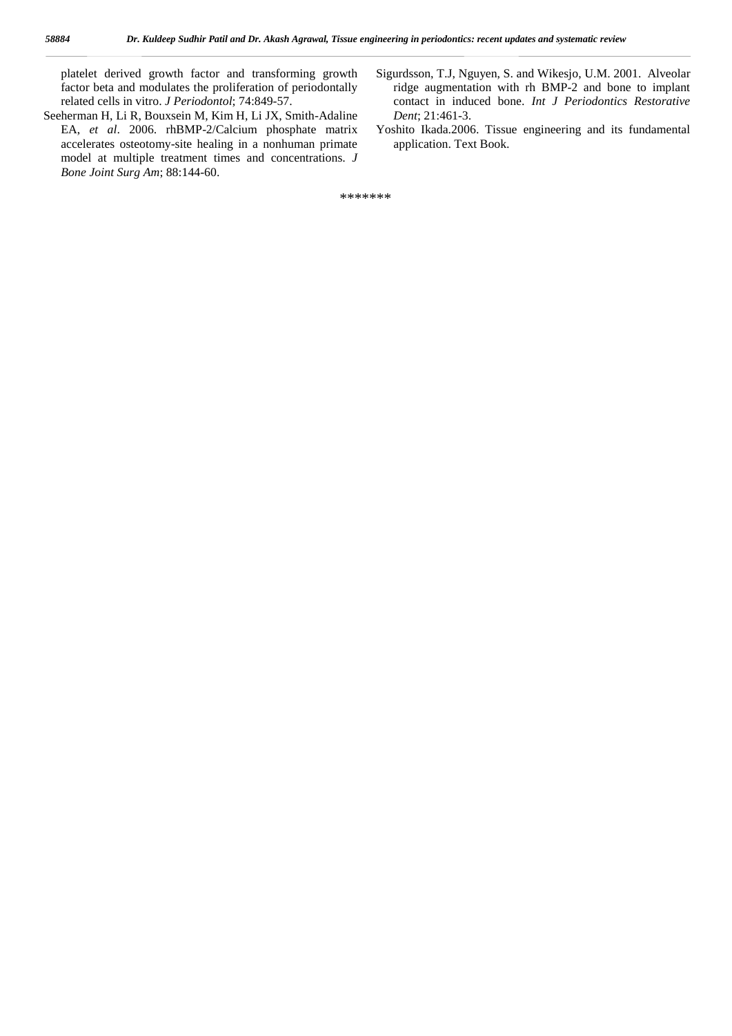platelet derived growth factor and transforming growth factor beta and modulates the proliferation of periodontally related cells in vitro. *J Periodontol*; 74:849-57.

Seeherman H, Li R, Bouxsein M, Kim H, Li JX, Smith-Adaline EA, *et al*. 2006. rhBMP-2/Calcium phosphate matrix accelerates osteotomy-site healing in a nonhuman primate model at multiple treatment times and concentrations. *J Bone Joint Surg Am*; 88:144-60.

Sigurdsson, T.J, Nguyen, S. and Wikesjo, U.M. 2001. Alveolar ridge augmentation with rh BMP-2 and bone to implant contact in induced bone. *Int J Periodontics Restorative Dent*; 21:461-3.

Yoshito Ikada.2006. Tissue engineering and its fundamental application. Text Book.

*******